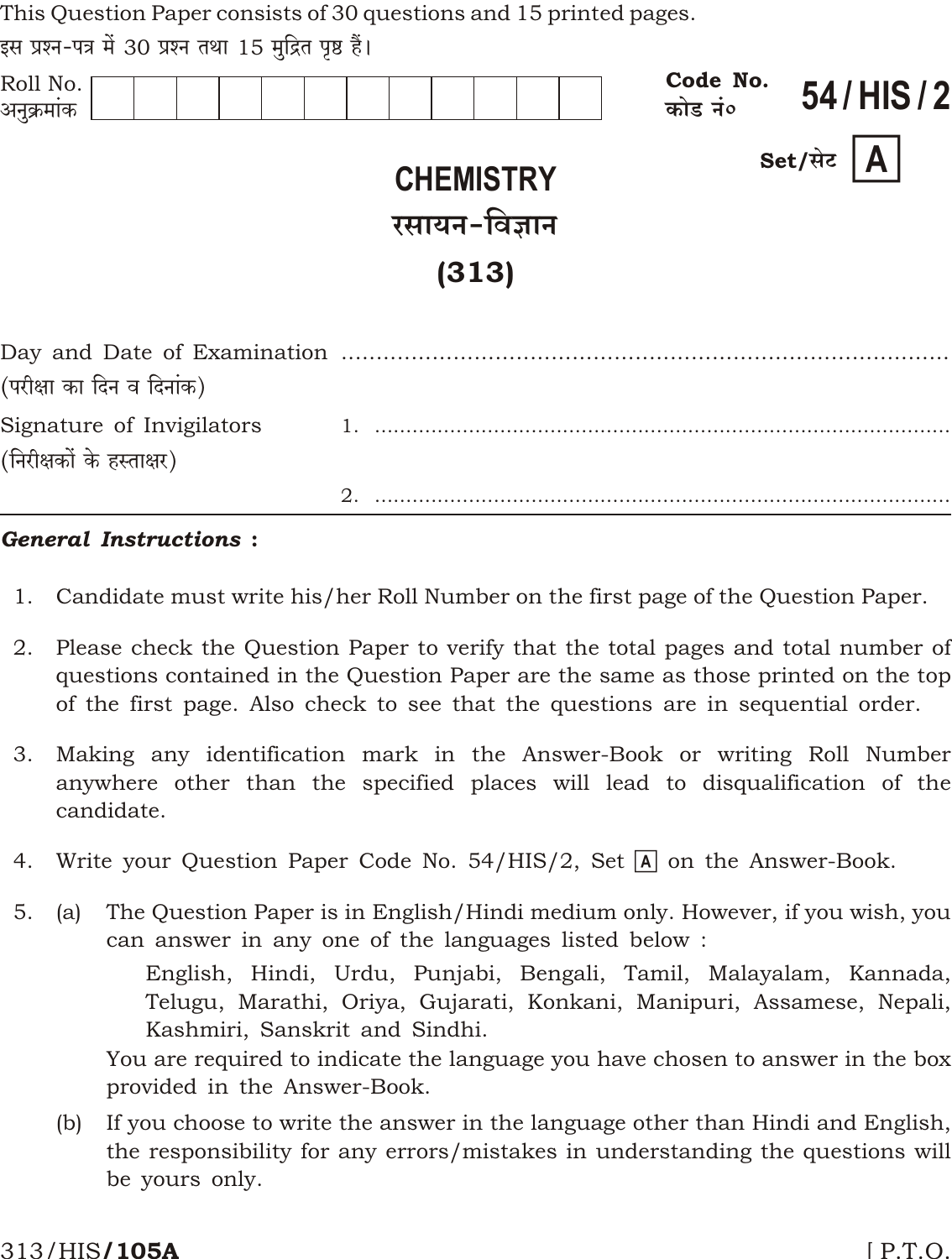This Question Paper consists of 30 questions and 15 printed pages.

इस प्रश्न-पत्र में 30 प्रश्न तथा 15 मुद्रित पृष्ठ हैं।

Roll No. / अनुक्रमांक | | | | | | | | | | | | |

Code No. / कोड नं० **54 / HIS / 2**

Set/सेट **A**

# CHEMISTRY
# रसायन-विज्ञान
# (313)

Day and Date of Examination ..........................................................................
(परीक्षा का दिन व दिनांक)

Signature of Invigilators 1. ..........................................................................
(निरीक्षकों के हस्ताक्षर)

2. ..........................................................................

***General Instructions :***

1. Candidate must write his/her Roll Number on the first page of the Question Paper.
2. Please check the Question Paper to verify that the total pages and total number of questions contained in the Question Paper are the same as those printed on the top of the first page. Also check to see that the questions are in sequential order.
3. Making any identification mark in the Answer-Book or writing Roll Number anywhere other than the specified places will lead to disqualification of the candidate.
4. Write your Question Paper Code No. 54/HIS/2, Set **A** on the Answer-Book.
5. (a) The Question Paper is in English/Hindi medium only. However, if you wish, you can answer in any one of the languages listed below :

   English, Hindi, Urdu, Punjabi, Bengali, Tamil, Malayalam, Kannada, Telugu, Marathi, Oriya, Gujarati, Konkani, Manipuri, Assamese, Nepali, Kashmiri, Sanskrit and Sindhi.

   You are required to indicate the language you have chosen to answer in the box provided in the Answer-Book.

   (b) If you choose to write the answer in the language other than Hindi and English, the responsibility for any errors/mistakes in understanding the questions will be yours only.

313/HIS/**105A**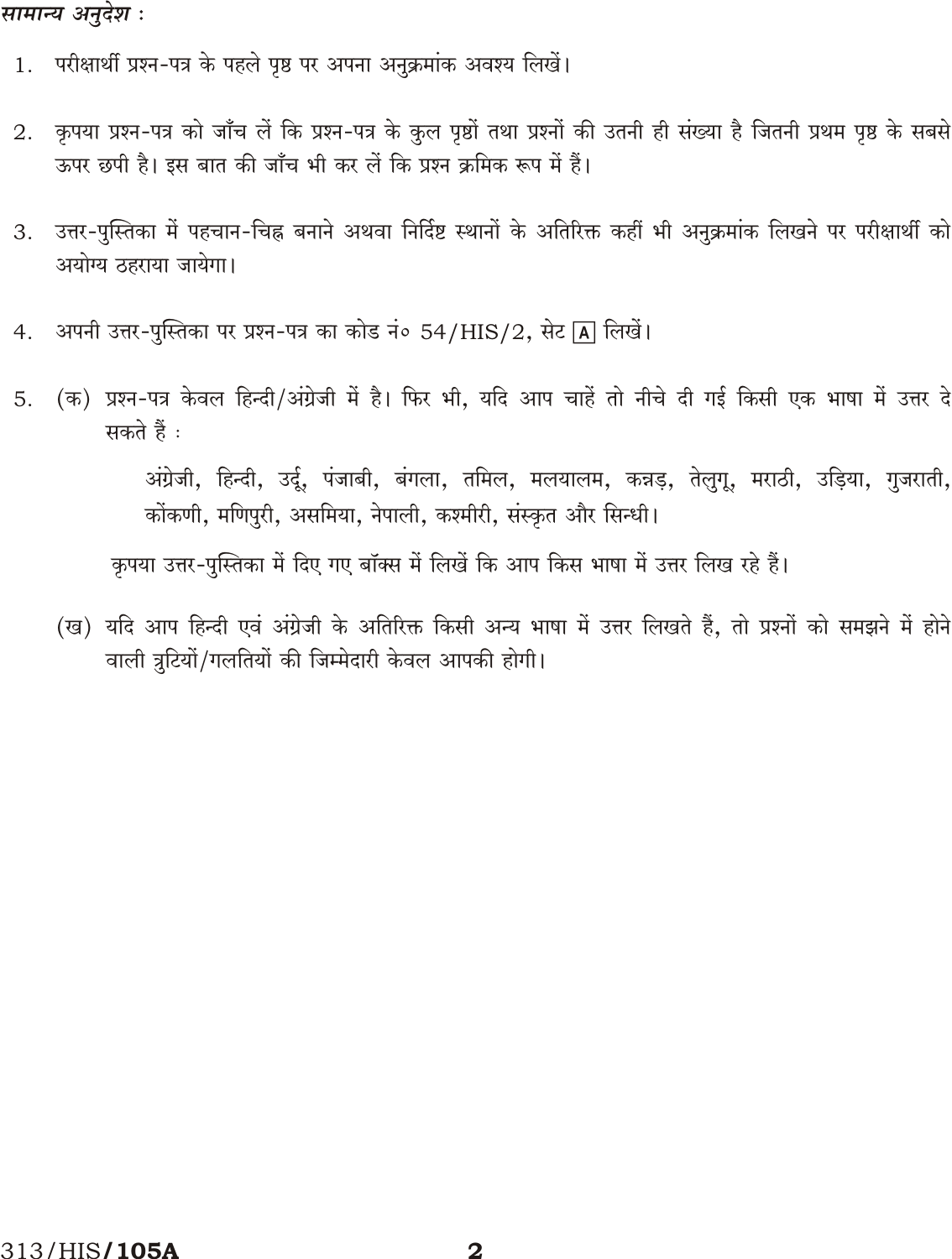*सामान्य अनुदेश :*

1. परीक्षार्थी प्रश्न-पत्र के पहले पृष्ठ पर अपना अनुक्रमांक अवश्य लिखें।

2. कृपया प्रश्न-पत्र को जाँच लें कि प्रश्न-पत्र के कुल पृष्ठों तथा प्रश्नों की उतनी ही संख्या है जितनी प्रथम पृष्ठ के सबसे ऊपर छपी है। इस बात की जाँच भी कर लें कि प्रश्न क्रमिक रूप में हैं।

3. उत्तर-पुस्तिका में पहचान-चिह्न बनाने अथवा निर्दिष्ट स्थानों के अतिरिक्त कहीं भी अनुक्रमांक लिखने पर परीक्षार्थी को अयोग्य ठहराया जायेगा।

4. अपनी उत्तर-पुस्तिका पर प्रश्न-पत्र का कोड नं० 54/HIS/2, सेट [A] लिखें।

5. (क) प्रश्न-पत्र केवल हिन्दी/अंग्रेजी में है। फिर भी, यदि आप चाहें तो नीचे दी गई किसी एक भाषा में उत्तर दे सकते हैं :

   अंग्रेजी, हिन्दी, उर्दू, पंजाबी, बंगला, तमिल, मलयालम, कन्नड़, तेलुगू, मराठी, उड़िया, गुजराती, कोंकणी, मणिपुरी, असमिया, नेपाली, कश्मीरी, संस्कृत और सिन्धी।

   कृपया उत्तर-पुस्तिका में दिए गए बॉक्स में लिखें कि आप किस भाषा में उत्तर लिख रहे हैं।

   (ख) यदि आप हिन्दी एवं अंग्रेजी के अतिरिक्त किसी अन्य भाषा में उत्तर लिखते हैं, तो प्रश्नों को समझने में होने वाली त्रुटियों/गलतियों की जिम्मेदारी केवल आपकी होगी।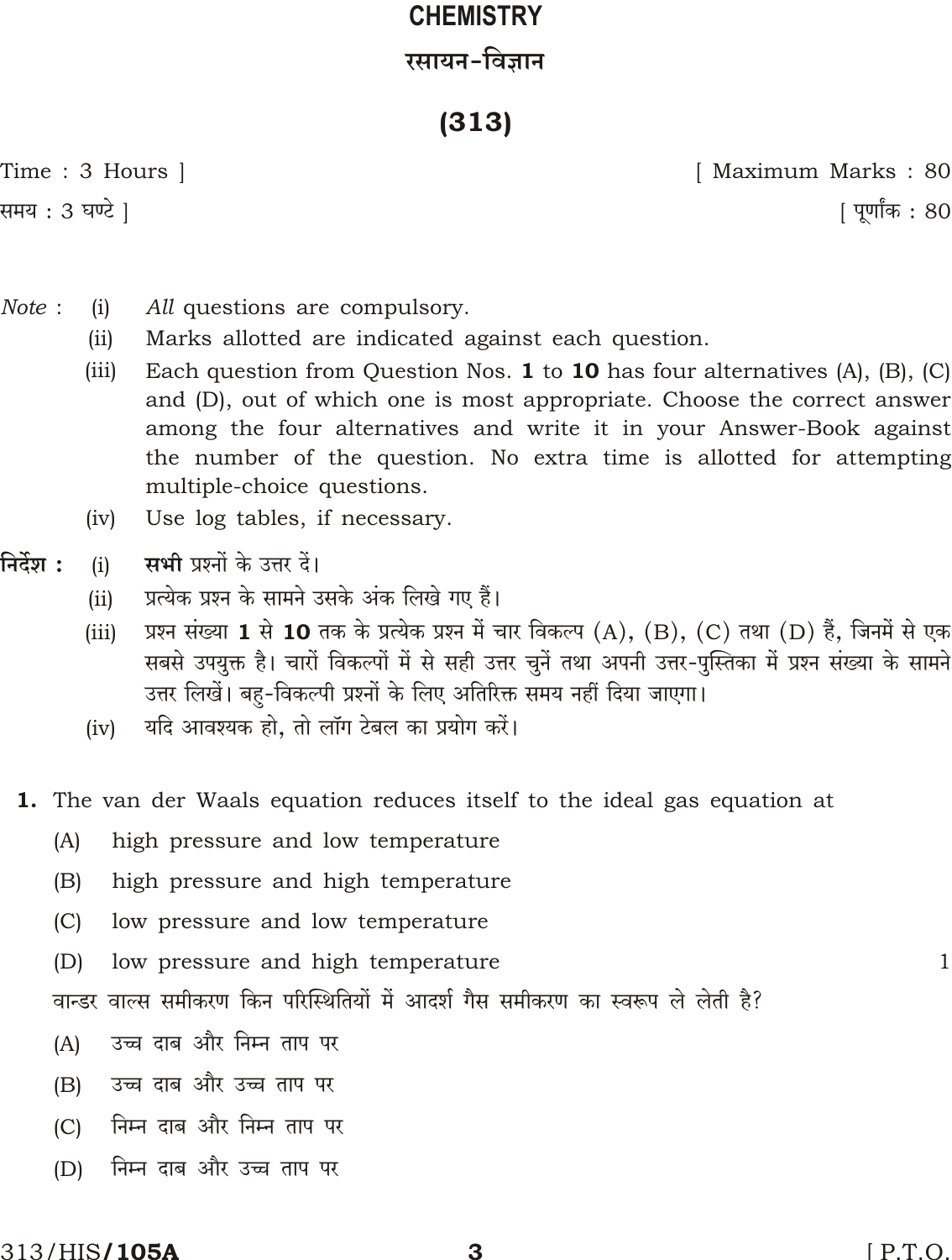# CHEMISTRY

# रसायन-विज्ञान

## (313)

Time : 3 Hours ] [ Maximum Marks : 80

समय : 3 घण्टे ] [ पूर्णांक : 80

*Note :* (i) *All* questions are compulsory.

(ii) Marks allotted are indicated against each question.

(iii) Each question from Question Nos. **1** to **10** has four alternatives (A), (B), (C) and (D), out of which one is most appropriate. Choose the correct answer among the four alternatives and write it in your Answer-Book against the number of the question. No extra time is allotted for attempting multiple-choice questions.

(iv) Use log tables, if necessary.

**निर्देश :** (i) **सभी** प्रश्नों के उत्तर दें।

(ii) प्रत्येक प्रश्न के सामने उसके अंक लिखे गए हैं।

(iii) प्रश्न संख्या **1** से **10** तक के प्रत्येक प्रश्न में चार विकल्प (A), (B), (C) तथा (D) हैं, जिनमें से एक सबसे उपयुक्त है। चारों विकल्पों में से सही उत्तर चुनें तथा अपनी उत्तर-पुस्तिका में प्रश्न संख्या के सामने उत्तर लिखें। बहु-विकल्पी प्रश्नों के लिए अतिरिक्त समय नहीं दिया जाएगा।

(iv) यदि आवश्यक हो, तो लॉग टेबल का प्रयोग करें।

**1.** The van der Waals equation reduces itself to the ideal gas equation at

(A) high pressure and low temperature

(B) high pressure and high temperature

(C) low pressure and low temperature

(D) low pressure and high temperature 1

वान्डर वाल्स समीकरण किन परिस्थितियों में आदर्श गैस समीकरण का स्वरूप ले लेती है?

(A) उच्च दाब और निम्न ताप पर

(B) उच्च दाब और उच्च ताप पर

(C) निम्न दाब और निम्न ताप पर

(D) निम्न दाब और उच्च ताप पर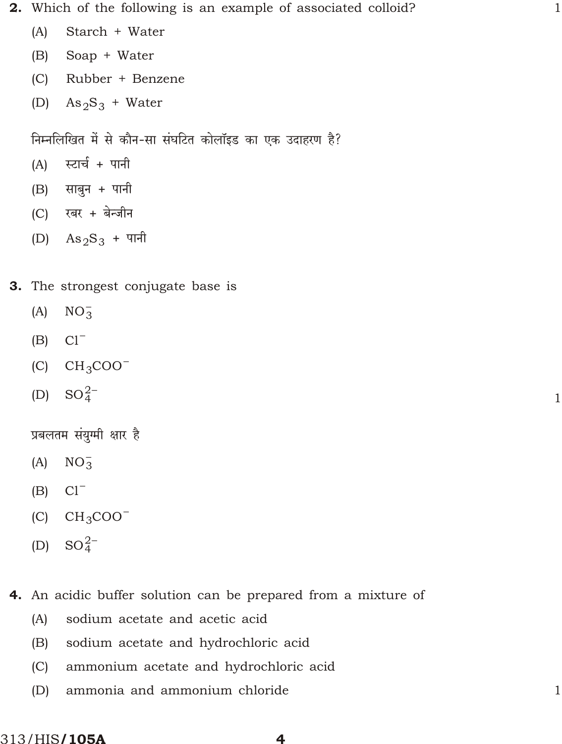**2.** Which of the following is an example of associated colloid? 1

(A) Starch + Water

(B) Soap + Water

(C) Rubber + Benzene

(D) $As_2S_3$ + Water

निम्नलिखित में से कौन-सा संघटित कोलॉइड का एक उदाहरण है?

(A) स्टार्च + पानी

(B) साबुन + पानी

(C) रबर + बेन्ज़ीन

(D) $As_2S_3$ + पानी

**3.** The strongest conjugate base is

(A) $NO_3^-$

(B) $Cl^-$

(C) $CH_3COO^-$

(D) $SO_4^{2-}$ 1

प्रबलतम संयुग्मी क्षार है

(A) $NO_3^-$

(B) $Cl^-$

(C) $CH_3COO^-$

(D) $SO_4^{2-}$

**4.** An acidic buffer solution can be prepared from a mixture of

(A) sodium acetate and acetic acid

(B) sodium acetate and hydrochloric acid

(C) ammonium acetate and hydrochloric acid

(D) ammonia and ammonium chloride 1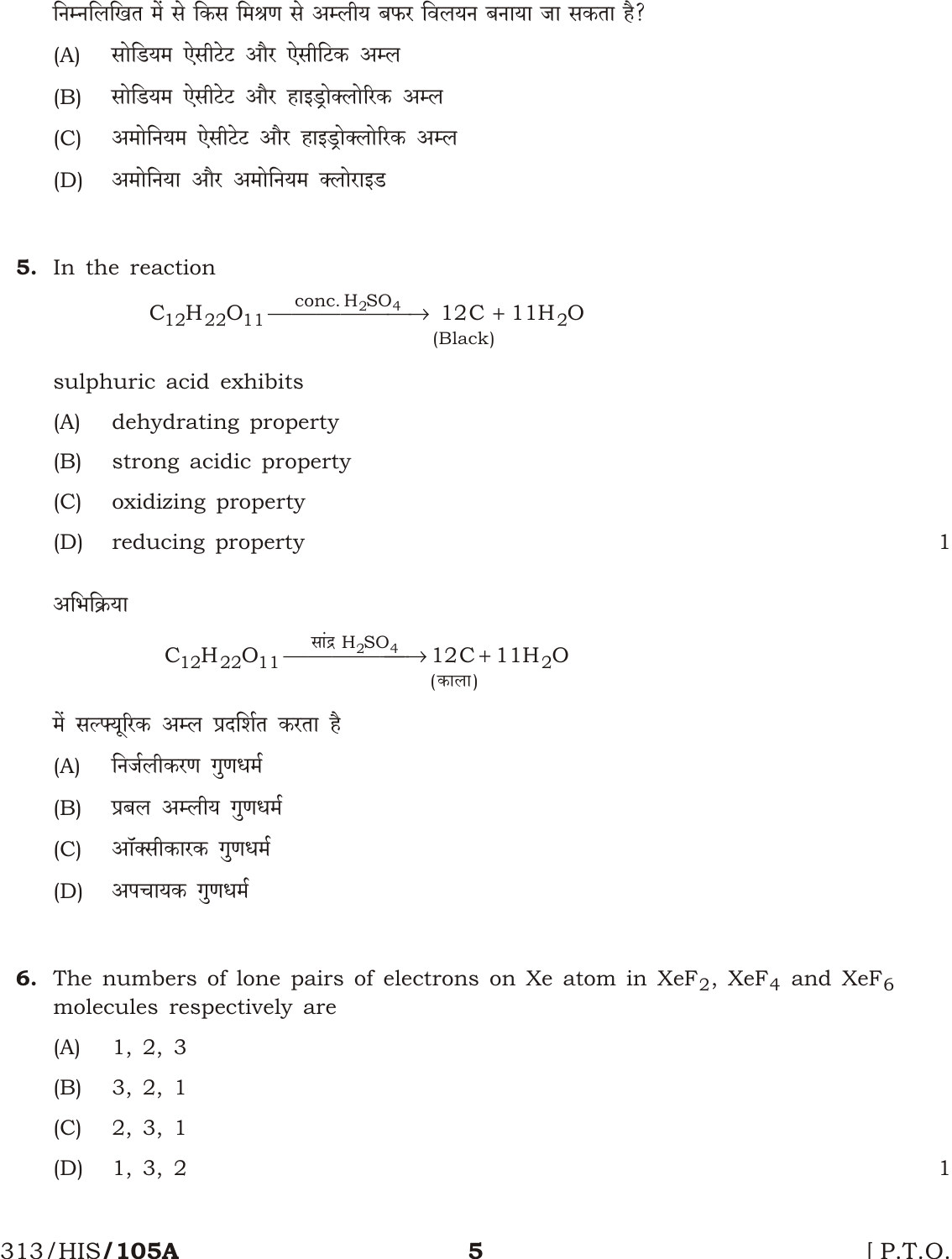निम्नलिखित में से किस मिश्रण से अम्लीय बफर विलयन बनाया जा सकता है?

(A) सोडियम ऐसीटेट और ऐसीटिक अम्ल

(B) सोडियम ऐसीटेट और हाइड्रोक्लोरिक अम्ल

(C) अमोनियम ऐसीटेट और हाइड्रोक्लोरिक अम्ल

(D) अमोनिया और अमोनियम क्लोराइड

**5.** In the reaction

$$C_{12}H_{22}O_{11} \xrightarrow{\text{conc. } H_2SO_4} \underset{\text{(Black)}}{12C} + 11H_2O$$

sulphuric acid exhibits

(A) dehydrating property

(B) strong acidic property

(C) oxidizing property

(D) reducing property 1

अभिक्रिया

$$C_{12}H_{22}O_{11} \xrightarrow{\text{सांद्र } H_2SO_4} \underset{\text{(काला)}}{12C} + 11H_2O$$

में सल्फ्यूरिक अम्ल प्रदर्शित करता है

(A) निर्जलीकरण गुणधर्म

(B) प्रबल अम्लीय गुणधर्म

(C) ऑक्सीकारक गुणधर्म

(D) अपचायक गुणधर्म

**6.** The numbers of lone pairs of electrons on Xe atom in $XeF_2$, $XeF_4$ and $XeF_6$ molecules respectively are

(A) 1, 2, 3

(B) 3, 2, 1

(C) 2, 3, 1

(D) 1, 3, 2 1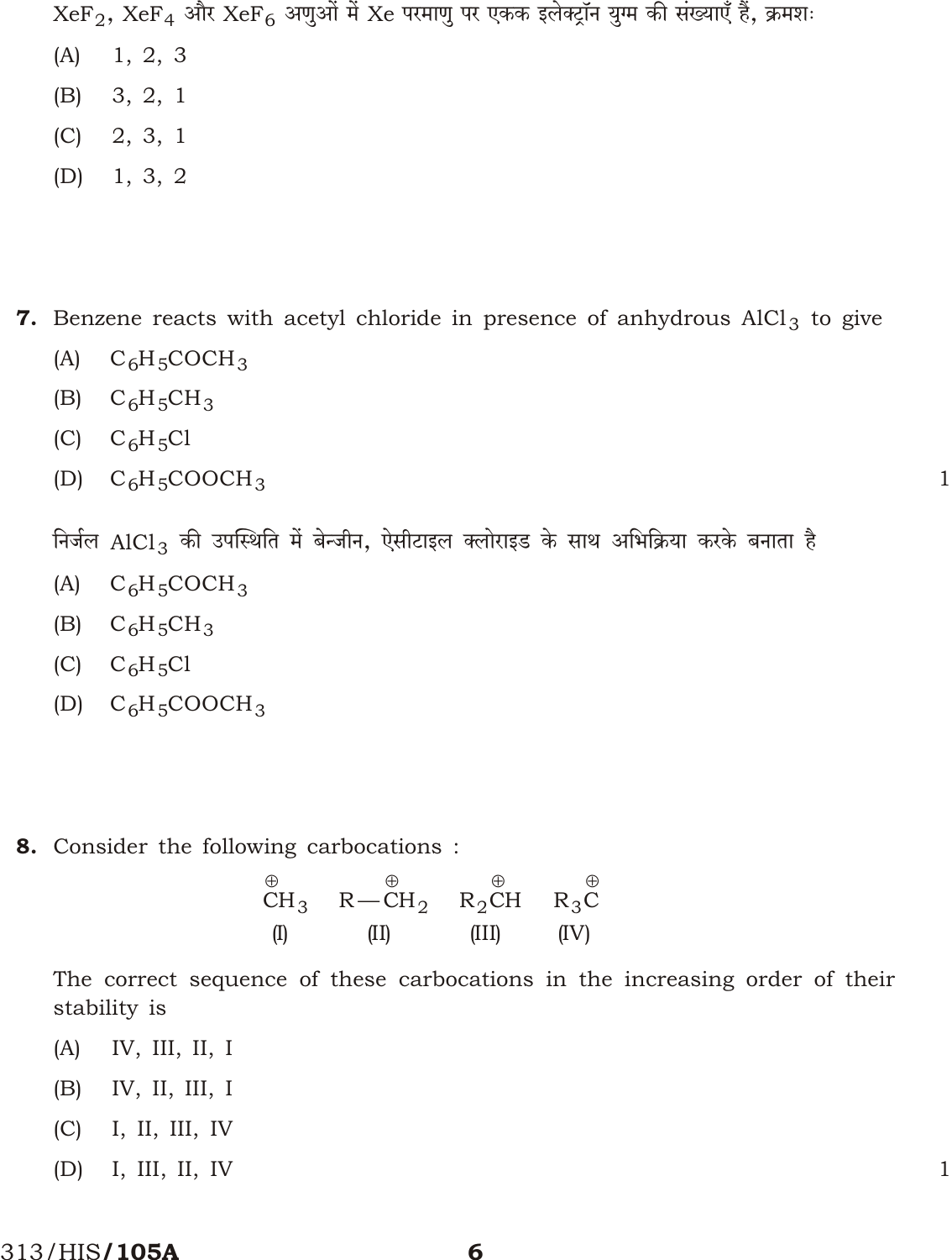$XeF_2$, $XeF_4$ और $XeF_6$ अणुओं में Xe परमाणु पर एकक इलेक्ट्रॉन युग्म की संख्याएँ हैं, क्रमशः

(A) 1, 2, 3

(B) 3, 2, 1

(C) 2, 3, 1

(D) 1, 3, 2

**7.** Benzene reacts with acetyl chloride in presence of anhydrous $AlCl_3$ to give

(A) $C_6H_5COCH_3$

(B) $C_6H_5CH_3$

(C) $C_6H_5Cl$

(D) $C_6H_5COOCH_3$ 1

निर्जल $AlCl_3$ की उपस्थिति में बेन्जीन, ऐसीटाइल क्लोराइड के साथ अभिक्रिया करके बनाता है

(A) $C_6H_5COCH_3$

(B) $C_6H_5CH_3$

(C) $C_6H_5Cl$

(D) $C_6H_5COOCH_3$

**8.** Consider the following carbocations :

$$\overset{\oplus}{C}H_3 \quad R-\overset{\oplus}{C}H_2 \quad R_2\overset{\oplus}{C}H \quad R_3\overset{\oplus}{C}$$
$$\text{(I)} \qquad \text{(II)} \qquad \text{(III)} \qquad \text{(IV)}$$

The correct sequence of these carbocations in the increasing order of their stability is

(A) IV, III, II, I

(B) IV, II, III, I

(C) I, II, III, IV

(D) I, III, II, IV 1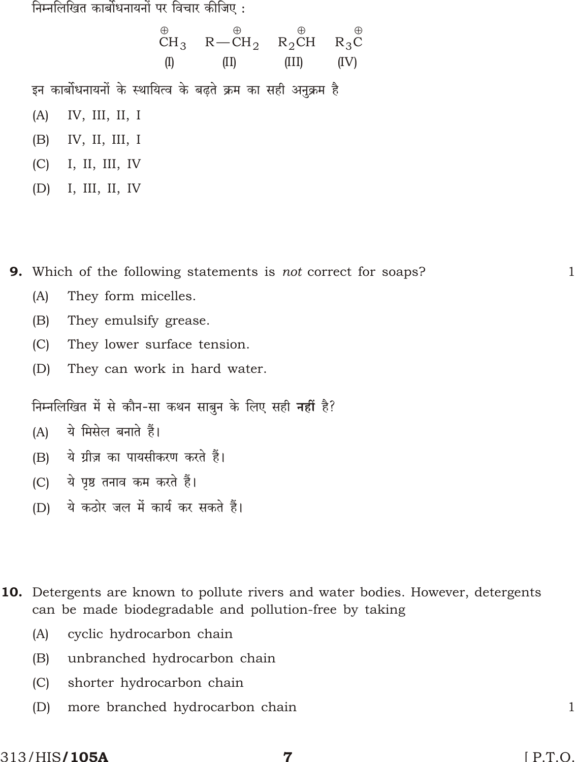निम्नलिखित कार्बोधनायनों पर विचार कीजिए :

$$\overset{\oplus}{C}H_3 \quad R-\overset{\oplus}{C}H_2 \quad R_2\overset{\oplus}{C}H \quad R_3\overset{\oplus}{C}$$

(I) (II) (III) (IV)

इन कार्बोधनायनों के स्थायित्व के बढ़ते क्रम का सही अनुक्रम है

(A) IV, III, II, I

(B) IV, II, III, I

(C) I, II, III, IV

(D) I, III, II, IV

**9.** Which of the following statements is *not* correct for soaps? 1

(A) They form micelles.

(B) They emulsify grease.

(C) They lower surface tension.

(D) They can work in hard water.

निम्नलिखित में से कौन-सा कथन साबुन के लिए सही **नहीं** है?

(A) ये मिसेल बनाते हैं।

(B) ये ग्रीज़ का पायसीकरण करते हैं।

(C) ये पृष्ठ तनाव कम करते हैं।

(D) ये कठोर जल में कार्य कर सकते हैं।

**10.** Detergents are known to pollute rivers and water bodies. However, detergents can be made biodegradable and pollution-free by taking

(A) cyclic hydrocarbon chain

(B) unbranched hydrocarbon chain

(C) shorter hydrocarbon chain

(D) more branched hydrocarbon chain 1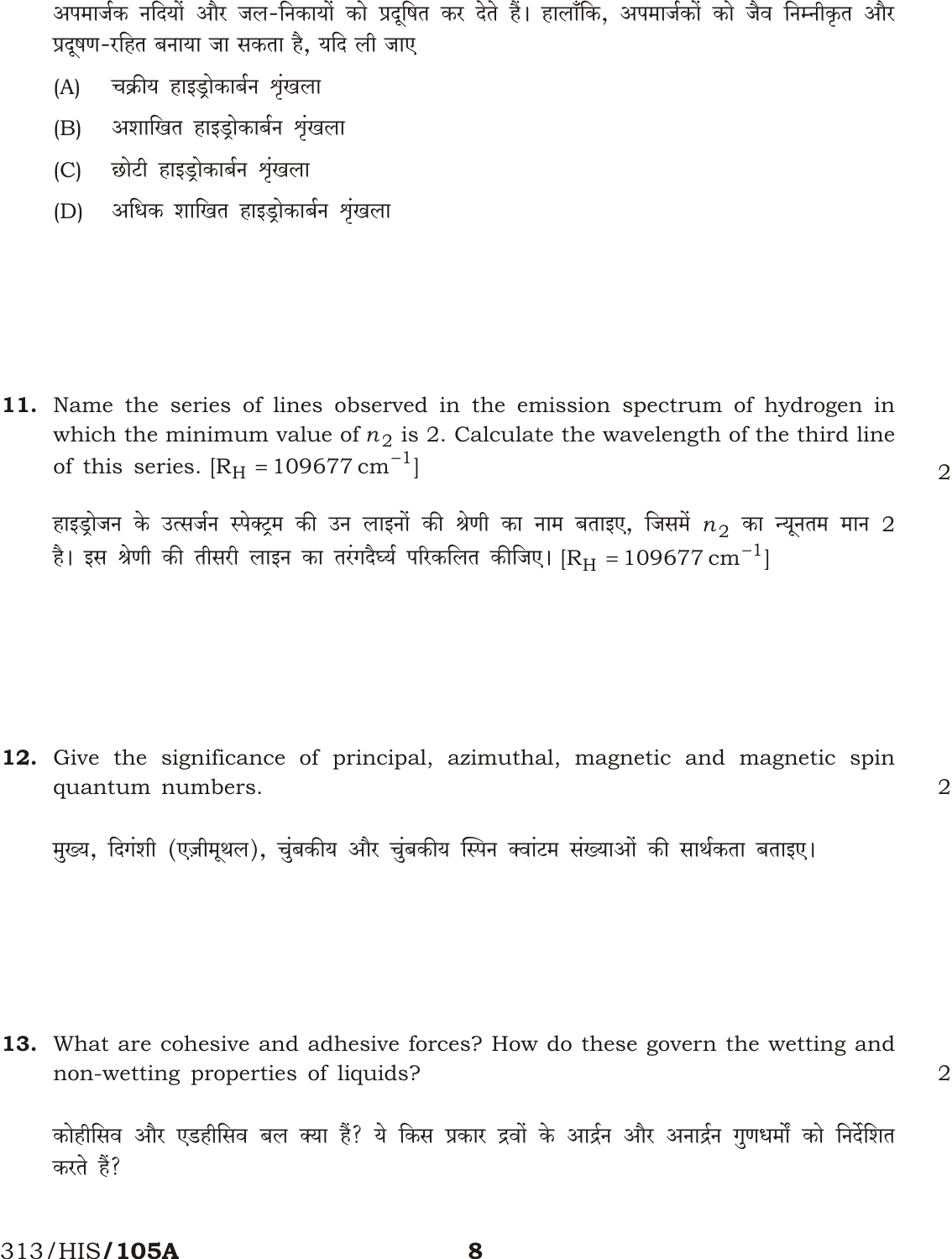अपमार्जक नदियों और जल-निकायों को प्रदूषित कर देते हैं। हालाँकि, अपमार्जकों को जैव निम्नीकृत और प्रदूषण-रहित बनाया जा सकता है, यदि ली जाए

(A) चक्रीय हाइड्रोकार्बन श्रृंखला

(B) अशाखित हाइड्रोकार्बन श्रृंखला

(C) छोटी हाइड्रोकार्बन श्रृंखला

(D) अधिक शाखित हाइड्रोकार्बन श्रृंखला

**11.** Name the series of lines observed in the emission spectrum of hydrogen in which the minimum value of $n_2$ is 2. Calculate the wavelength of the third line of this series. [$R_H = 109677 \text{ cm}^{-1}$] 2

हाइड्रोजन के उत्सर्जन स्पेक्ट्रम की उन लाइनों की श्रेणी का नाम बताइए, जिसमें $n_2$ का न्यूनतम मान 2 है। इस श्रेणी की तीसरी लाइन का तरंगदैर्घ्य परिकलित कीजिए। [$R_H = 109677 \text{ cm}^{-1}$]

**12.** Give the significance of principal, azimuthal, magnetic and magnetic spin quantum numbers. 2

मुख्य, दिगंशी (एज़ीमूथल), चुंबकीय और चुंबकीय स्पिन क्वांटम संख्याओं की सार्थकता बताइए।

**13.** What are cohesive and adhesive forces? How do these govern the wetting and non-wetting properties of liquids? 2

कोहीसिव और एडहीसिव बल क्या हैं? ये किस प्रकार द्रवों के आर्द्रन और अनार्द्रन गुणधर्मों को निर्देशित करते हैं?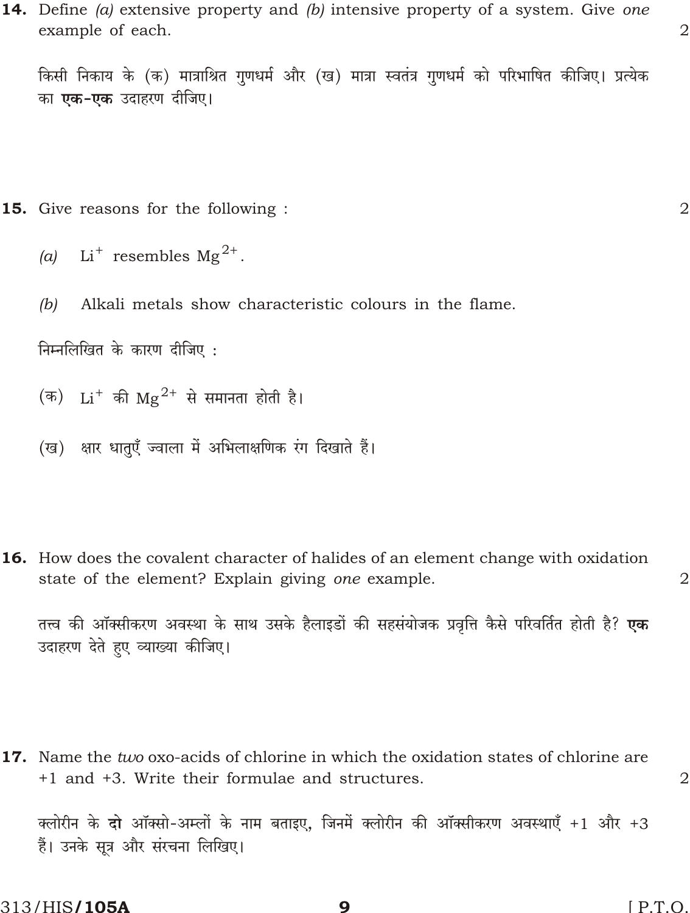**14.** Define *(a)* extensive property and *(b)* intensive property of a system. Give *one* example of each. 2

किसी निकाय के (क) मात्राश्रित गुणधर्म और (ख) मात्रा स्वतंत्र गुणधर्म को परिभाषित कीजिए। प्रत्येक का **एक-एक** उदाहरण दीजिए।

**15.** Give reasons for the following : 2

*(a)* $Li^{+}$ resembles $Mg^{2+}$.

*(b)* Alkali metals show characteristic colours in the flame.

निम्नलिखित के कारण दीजिए :

(क) $Li^{+}$ की $Mg^{2+}$ से समानता होती है।

(ख) क्षार धातुएँ ज्वाला में अभिलाक्षणिक रंग दिखाते हैं।

**16.** How does the covalent character of halides of an element change with oxidation state of the element? Explain giving *one* example. 2

तत्त्व की ऑक्सीकरण अवस्था के साथ उसके हैलाइडों की सहसंयोजक प्रवृत्ति कैसे परिवर्तित होती है? **एक** उदाहरण देते हुए व्याख्या कीजिए।

**17.** Name the *two* oxo-acids of chlorine in which the oxidation states of chlorine are +1 and +3. Write their formulae and structures. 2

क्लोरीन के **दो** ऑक्सो-अम्लों के नाम बताइए, जिनमें क्लोरीन की ऑक्सीकरण अवस्थाएँ +1 और +3 हैं। उनके सूत्र और संरचना लिखिए।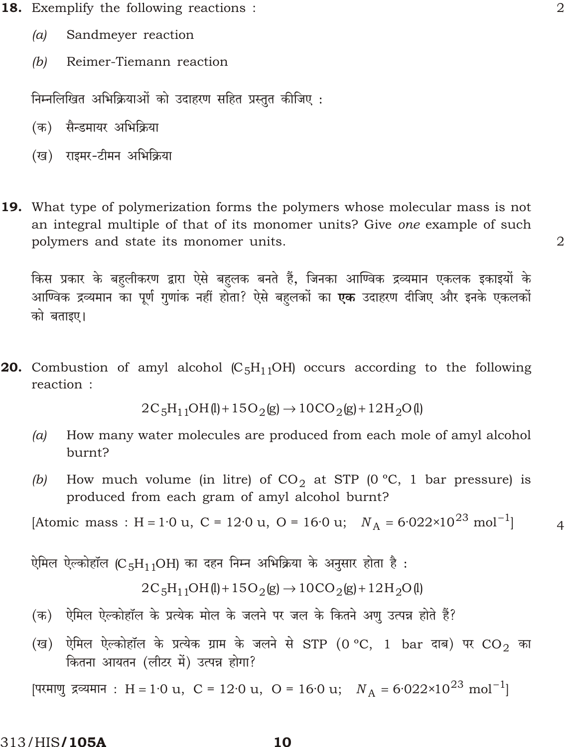**18.** Exemplify the following reactions : 2

*(a)* Sandmeyer reaction

*(b)* Reimer-Tiemann reaction

निम्नलिखित अभिक्रियाओं को उदाहरण सहित प्रस्तुत कीजिए :

(क) सैन्डमायर अभिक्रिया

(ख) राइमर-टीमन अभिक्रिया

**19.** What type of polymerization forms the polymers whose molecular mass is not an integral multiple of that of its monomer units? Give *one* example of such polymers and state its monomer units. 2

किस प्रकार के बहुलीकरण द्वारा ऐसे बहुलक बनते हैं, जिनका आण्विक द्रव्यमान एकलक इकाइयों के आण्विक द्रव्यमान का पूर्ण गुणांक नहीं होता? ऐसे बहुलकों का **एक** उदाहरण दीजिए और इनके एकलकों को बताइए।

**20.** Combustion of amyl alcohol ($C_5H_{11}OH$) occurs according to the following reaction :

$$2C_5H_{11}OH(l) + 15O_2(g) \rightarrow 10CO_2(g) + 12H_2O(l)$$

*(a)* How many water molecules are produced from each mole of amyl alcohol burnt?

*(b)* How much volume (in litre) of $CO_2$ at STP (0 °C, 1 bar pressure) is produced from each gram of amyl alcohol burnt?

[Atomic mass : H = 1·0 u, C = 12·0 u, O = 16·0 u; $N_A = 6{\cdot}022 \times 10^{23}\ \text{mol}^{-1}$] 4

ऐमिल ऐल्कोहॉल ($C_5H_{11}OH$) का दहन निम्न अभिक्रिया के अनुसार होता है :

$$2C_5H_{11}OH(l) + 15O_2(g) \rightarrow 10CO_2(g) + 12H_2O(l)$$

(क) ऐमिल ऐल्कोहॉल के प्रत्येक मोल के जलने पर जल के कितने अणु उत्पन्न होते हैं?

(ख) ऐमिल ऐल्कोहॉल के प्रत्येक ग्राम के जलने से STP (0 °C, 1 bar दाब) पर $CO_2$ का कितना आयतन (लीटर में) उत्पन्न होगा?

[परमाणु द्रव्यमान : H = 1·0 u, C = 12·0 u, O = 16·0 u; $N_A = 6{\cdot}022 \times 10^{23}\ \text{mol}^{-1}$]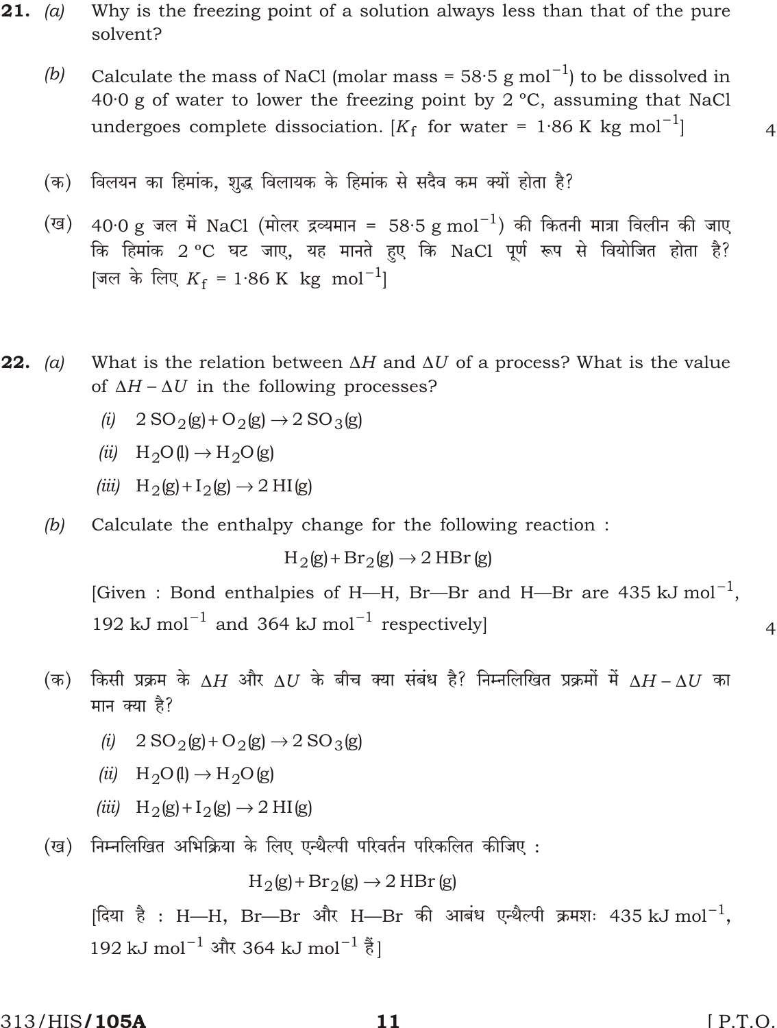**21.** *(a)* Why is the freezing point of a solution always less than that of the pure solvent?

*(b)* Calculate the mass of NaCl (molar mass = 58·5 g $mol^{-1}$) to be dissolved in 40·0 g of water to lower the freezing point by 2 ºC, assuming that NaCl undergoes complete dissociation. [$K_f$ for water = 1·86 K kg $mol^{-1}$] 4

(क) विलयन का हिमांक, शुद्ध विलायक के हिमांक से सदैव कम क्यों होता है?

(ख) 40·0 g जल में NaCl (मोलर द्रव्यमान = 58·5 g $mol^{-1}$) की कितनी मात्रा विलीन की जाए कि हिमांक 2 ºC घट जाए, यह मानते हुए कि NaCl पूर्ण रूप से वियोजित होता है? [जल के लिए $K_f$ = 1·86 K kg $mol^{-1}$]

**22.** *(a)* What is the relation between $\Delta H$ and $\Delta U$ of a process? What is the value of $\Delta H - \Delta U$ in the following processes?

*(i)* $2\,SO_2(g) + O_2(g) \rightarrow 2\,SO_3(g)$

*(ii)* $H_2O(l) \rightarrow H_2O(g)$

*(iii)* $H_2(g) + I_2(g) \rightarrow 2\,HI(g)$

*(b)* Calculate the enthalpy change for the following reaction :

$$H_2(g) + Br_2(g) \rightarrow 2\,HBr(g)$$

[Given : Bond enthalpies of H—H, Br—Br and H—Br are 435 kJ $mol^{-1}$, 192 kJ $mol^{-1}$ and 364 kJ $mol^{-1}$ respectively] 4

(क) किसी प्रक्रम के $\Delta H$ और $\Delta U$ के बीच क्या संबंध है? निम्नलिखित प्रक्रमों में $\Delta H - \Delta U$ का मान क्या है?

*(i)* $2\,SO_2(g) + O_2(g) \rightarrow 2\,SO_3(g)$

*(ii)* $H_2O(l) \rightarrow H_2O(g)$

*(iii)* $H_2(g) + I_2(g) \rightarrow 2\,HI(g)$

(ख) निम्नलिखित अभिक्रिया के लिए एन्थैल्पी परिवर्तन परिकलित कीजिए :

$$H_2(g) + Br_2(g) \rightarrow 2\,HBr(g)$$

[दिया है : H—H, Br—Br और H—Br की आबंध एन्थैल्पी क्रमशः 435 kJ $mol^{-1}$, 192 kJ $mol^{-1}$ और 364 kJ $mol^{-1}$ हैं]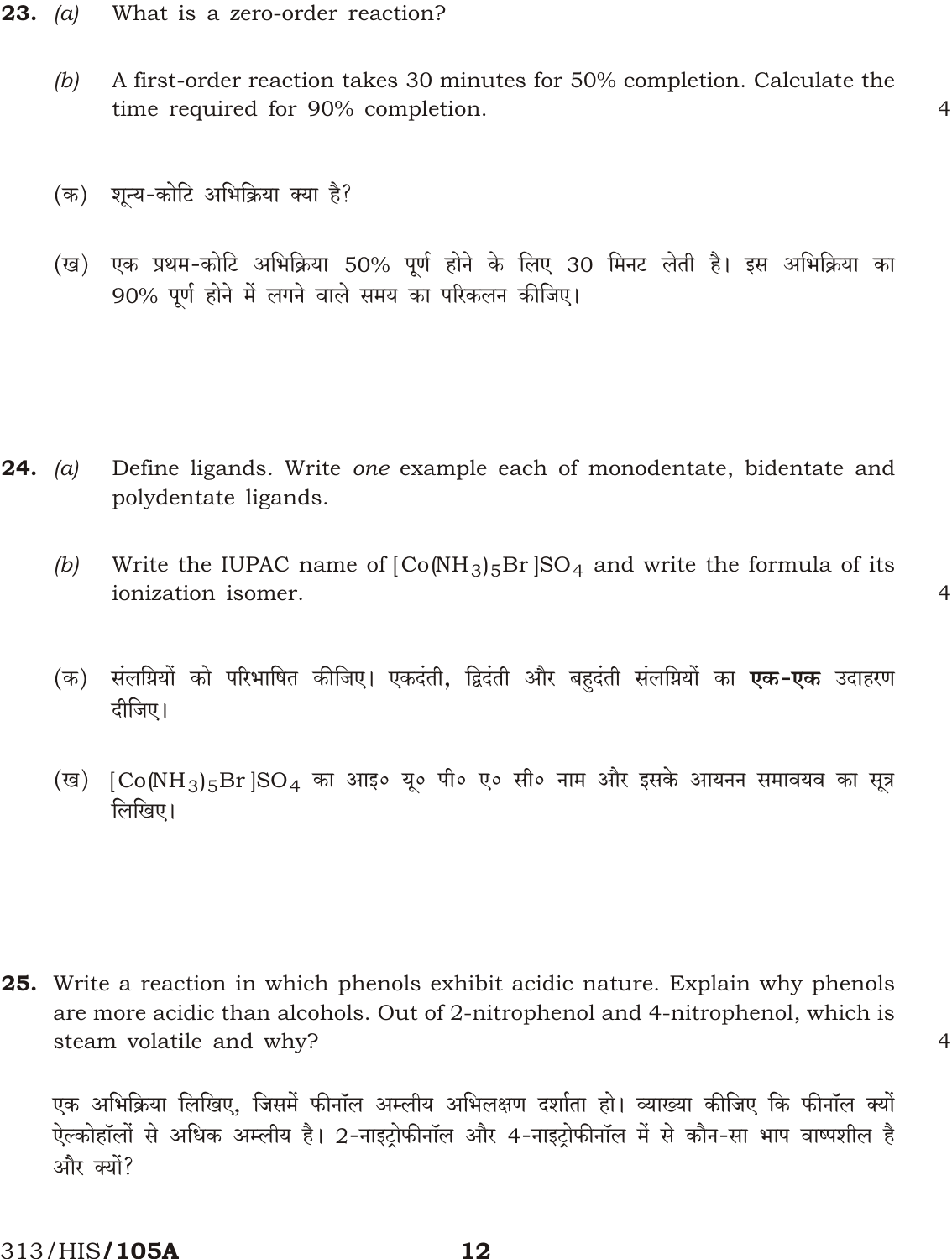**23.** *(a)* What is a zero-order reaction?

*(b)* A first-order reaction takes 30 minutes for 50% completion. Calculate the time required for 90% completion. 4

(क) शून्य-कोटि अभिक्रिया क्या है?

(ख) एक प्रथम-कोटि अभिक्रिया 50% पूर्ण होने के लिए 30 मिनट लेती है। इस अभिक्रिया का 90% पूर्ण होने में लगने वाले समय का परिकलन कीजिए।

**24.** *(a)* Define ligands. Write *one* example each of monodentate, bidentate and polydentate ligands.

*(b)* Write the IUPAC name of $[Co(NH_3)_5Br]SO_4$ and write the formula of its ionization isomer. 4

(क) संलग्नियों को परिभाषित कीजिए। एकदंती, द्विदंती और बहुदंती संलग्नियों का **एक-एक** उदाहरण दीजिए।

(ख) $[Co(NH_3)_5Br]SO_4$ का आइ० यू० पी० ए० सी० नाम और इसके आयनन समावयव का सूत्र लिखिए।

**25.** Write a reaction in which phenols exhibit acidic nature. Explain why phenols are more acidic than alcohols. Out of 2-nitrophenol and 4-nitrophenol, which is steam volatile and why? 4

एक अभिक्रिया लिखिए, जिसमें फीनॉल अम्लीय अभिलक्षण दर्शाता हो। व्याख्या कीजिए कि फीनॉल क्यों ऐल्कोहॉलों से अधिक अम्लीय है। 2-नाइट्रोफीनॉल और 4-नाइट्रोफीनॉल में से कौन-सा भाप वाष्पशील है और क्यों?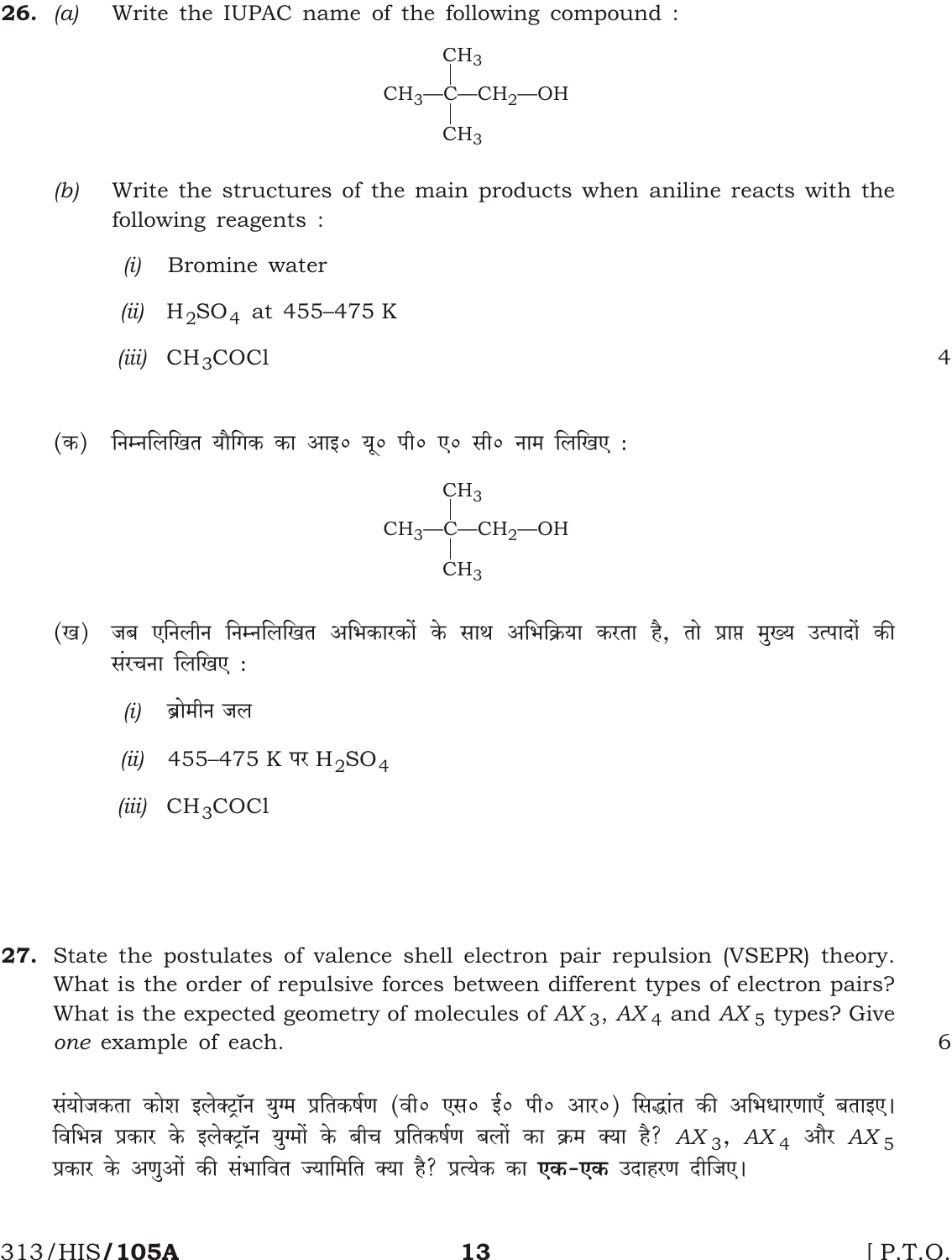**26.** *(a)* Write the IUPAC name of the following compound :

$$CH_3-\underset{\underset{CH_3}{|}}{\overset{\overset{CH_3}{|}}{C}}-CH_2-OH$$

*(b)* Write the structures of the main products when aniline reacts with the following reagents :

*(i)* Bromine water

*(ii)* $H_2SO_4$ at 455–475 K

*(iii)* $CH_3COCl$

4

(क) निम्नलिखित यौगिक का आइ० यू० पी० ए० सी० नाम लिखिए :

$$CH_3-\underset{\underset{CH_3}{|}}{\overset{\overset{CH_3}{|}}{C}}-CH_2-OH$$

(ख) जब एनिलीन निम्नलिखित अभिकारकों के साथ अभिक्रिया करता है, तो प्राप्त मुख्य उत्पादों की संरचना लिखिए :

*(i)* ब्रोमीन जल

*(ii)* 455–475 K पर $H_2SO_4$

*(iii)* $CH_3COCl$

**27.** State the postulates of valence shell electron pair repulsion (VSEPR) theory. What is the order of repulsive forces between different types of electron pairs? What is the expected geometry of molecules of $AX_3$, $AX_4$ and $AX_5$ types? Give *one* example of each.

6

संयोजकता कोश इलेक्ट्रॉन युग्म प्रतिकर्षण (वी० एस० ई० पी० आर०) सिद्धांत की अभिधारणाएँ बताइए। विभिन्न प्रकार के इलेक्ट्रॉन युग्मों के बीच प्रतिकर्षण बलों का क्रम क्या है? $AX_3$, $AX_4$ और $AX_5$ प्रकार के अणुओं की संभावित ज्यामिति क्या है? प्रत्येक का **एक-एक** उदाहरण दीजिए।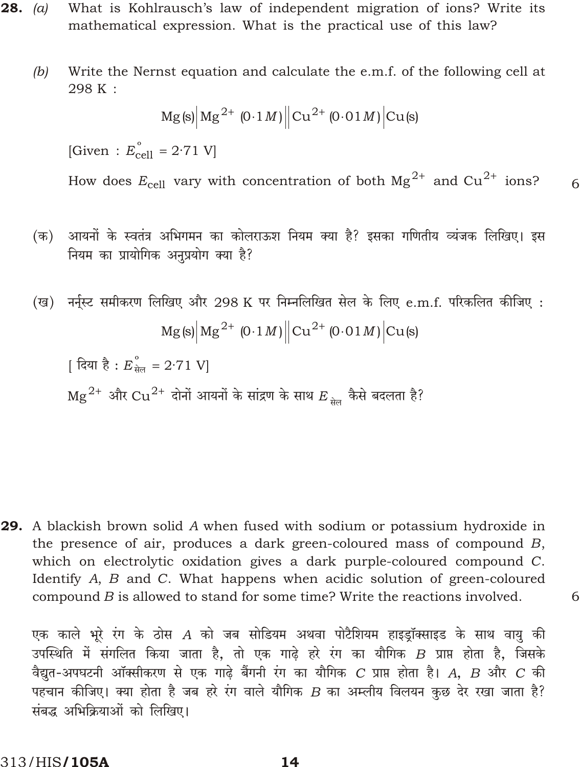**28.** *(a)* What is Kohlrausch's law of independent migration of ions? Write its mathematical expression. What is the practical use of this law?

*(b)* Write the Nernst equation and calculate the e.m.f. of the following cell at 298 K :

$$\text{Mg(s)}\,|\,\text{Mg}^{2+}\,(0{\cdot}1\,M)\,||\,\text{Cu}^{2+}\,(0{\cdot}01\,M)\,|\,\text{Cu(s)}$$

[Given : $E^{\circ}_{\text{cell}} = 2{\cdot}71$ V]

How does $E_{\text{cell}}$ vary with concentration of both $Mg^{2+}$ and $Cu^{2+}$ ions? 6

(क) आयनों के स्वतंत्र अभिगमन का कोलराऊश नियम क्या है? इसका गणितीय व्यंजक लिखिए। इस नियम का प्रायोगिक अनुप्रयोग क्या है?

(ख) नर्न्स्ट समीकरण लिखिए और 298 K पर निम्नलिखित सेल के लिए e.m.f. परिकलित कीजिए :

$$\text{Mg(s)}\,|\,\text{Mg}^{2+}\,(0{\cdot}1\,M)\,||\,\text{Cu}^{2+}\,(0{\cdot}01\,M)\,|\,\text{Cu(s)}$$

[ दिया है : $E^{\circ}_{\text{सेल}} = 2{\cdot}71$ V]

$Mg^{2+}$ और $Cu^{2+}$ दोनों आयनों के सांद्रण के साथ $E_{\text{सेल}}$ कैसे बदलता है?

**29.** A blackish brown solid *A* when fused with sodium or potassium hydroxide in the presence of air, produces a dark green-coloured mass of compound *B*, which on electrolytic oxidation gives a dark purple-coloured compound *C*. Identify *A*, *B* and *C*. What happens when acidic solution of green-coloured compound *B* is allowed to stand for some time? Write the reactions involved. 6

एक काले भूरे रंग के ठोस *A* को जब सोडियम अथवा पोटैशियम हाइड्रॉक्साइड के साथ वायु की उपस्थिति में संगलित किया जाता है, तो एक गाढ़े हरे रंग का यौगिक *B* प्राप्त होता है, जिसके वैद्युत-अपघटनी ऑक्सीकरण से एक गाढ़े बैंगनी रंग का यौगिक *C* प्राप्त होता है। *A*, *B* और *C* की पहचान कीजिए। क्या होता है जब हरे रंग वाले यौगिक *B* का अम्लीय विलयन कुछ देर रखा जाता है? संबद्ध अभिक्रियाओं को लिखिए।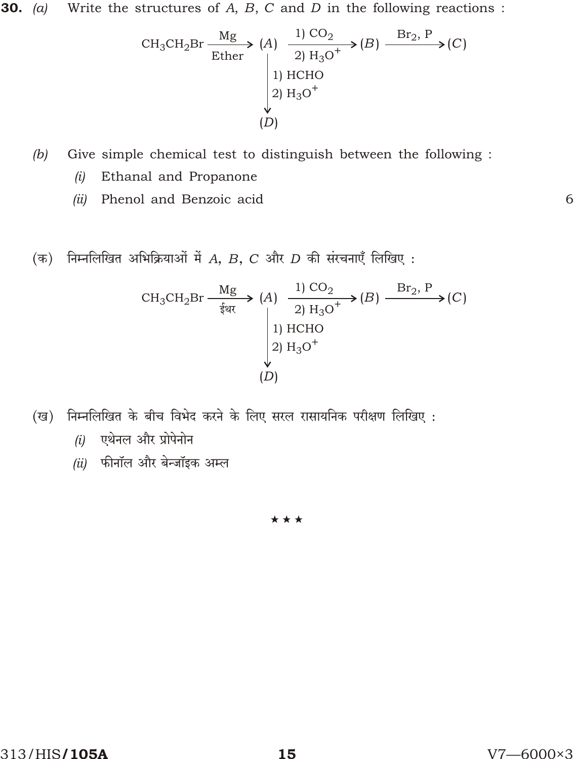**30.** *(a)* Write the structures of *A*, *B*, *C* and *D* in the following reactions :

$$CH_3CH_2Br \xrightarrow[\text{Ether}]{\text{Mg}} (A) \xrightarrow[\text{2) } H_3O^+]{\text{1) } CO_2} (B) \xrightarrow{Br_2,\ P} (C)$$

$$(A) \xrightarrow[\text{2) } H_3O^+]{\text{1) HCHO}} (D)$$

*(b)* Give simple chemical test to distinguish between the following :

*(i)* Ethanal and Propanone

*(ii)* Phenol and Benzoic acid

6

(क) निम्नलिखित अभिक्रियाओं में *A*, *B*, *C* और *D* की संरचनाएँ लिखिए :

$$CH_3CH_2Br \xrightarrow[\text{ईथर}]{\text{Mg}} (A) \xrightarrow[\text{2) } H_3O^+]{\text{1) } CO_2} (B) \xrightarrow{Br_2,\ P} (C)$$

$$(A) \xrightarrow[\text{2) } H_3O^+]{\text{1) HCHO}} (D)$$

(ख) निम्नलिखित के बीच विभेद करने के लिए सरल रासायनिक परीक्षण लिखिए :

*(i)* एथेनल और प्रोपेनोन

*(ii)* फीनॉल और बेन्जॉइक अम्ल

★ ★ ★